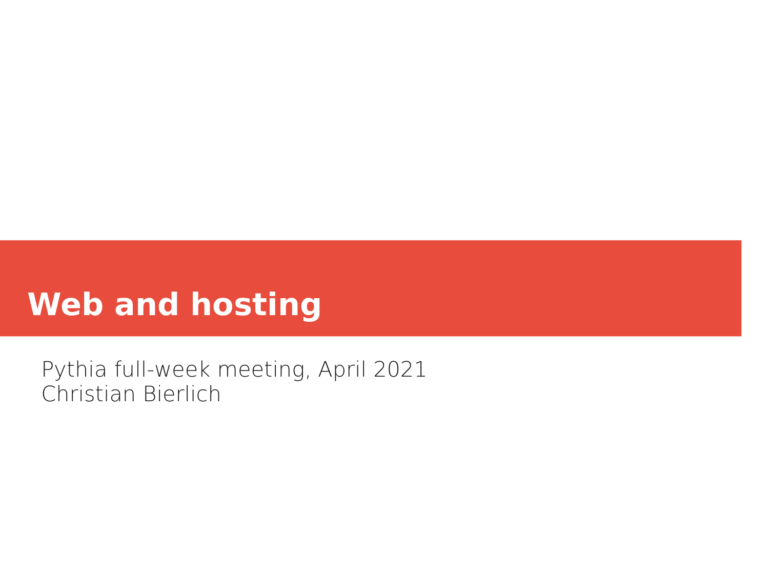# Web and hosting

Pythia full-week meeting, April 2021
Christian Bierlich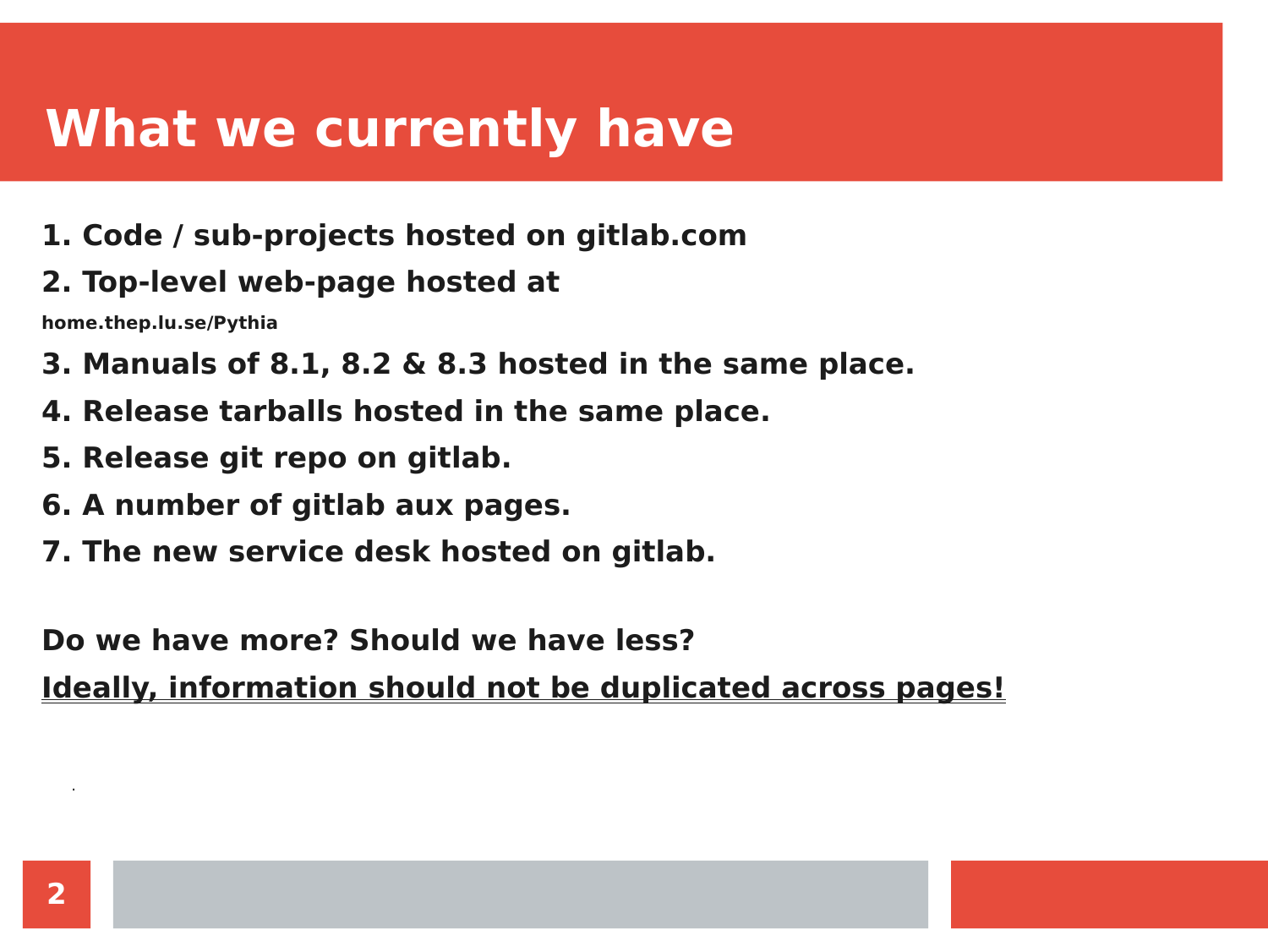# What we currently have

1. Code / sub-projects hosted on gitlab.com
2. Top-level web-page hosted at home.thep.lu.se/Pythia
3. Manuals of 8.1, 8.2 & 8.3 hosted in the same place.
4. Release tarballs hosted in the same place.
5. Release git repo on gitlab.
6. A number of gitlab aux pages.
7. The new service desk hosted on gitlab.

**Do we have more? Should we have less?**

**Ideally, information should not be duplicated across pages!**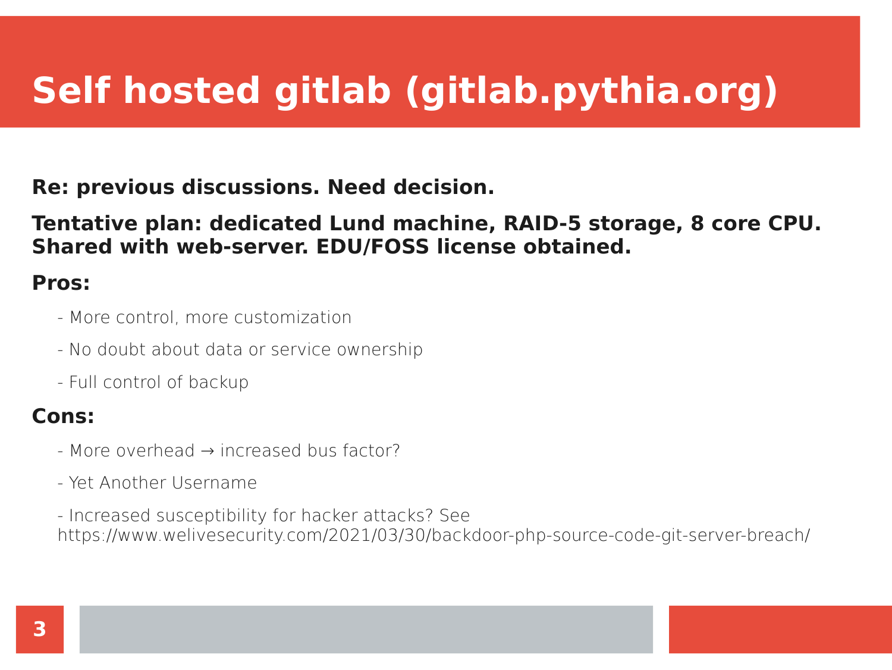# Self hosted gitlab (gitlab.pythia.org)

**Re: previous discussions. Need decision.**

**Tentative plan: dedicated Lund machine, RAID-5 storage, 8 core CPU. Shared with web-server. EDU/FOSS license obtained.**

**Pros:**

- More control, more customization
- No doubt about data or service ownership
- Full control of backup

**Cons:**

- More overhead → increased bus factor?
- Yet Another Username
- Increased susceptibility for hacker attacks? See https://www.welivesecurity.com/2021/03/30/backdoor-php-source-code-git-server-breach/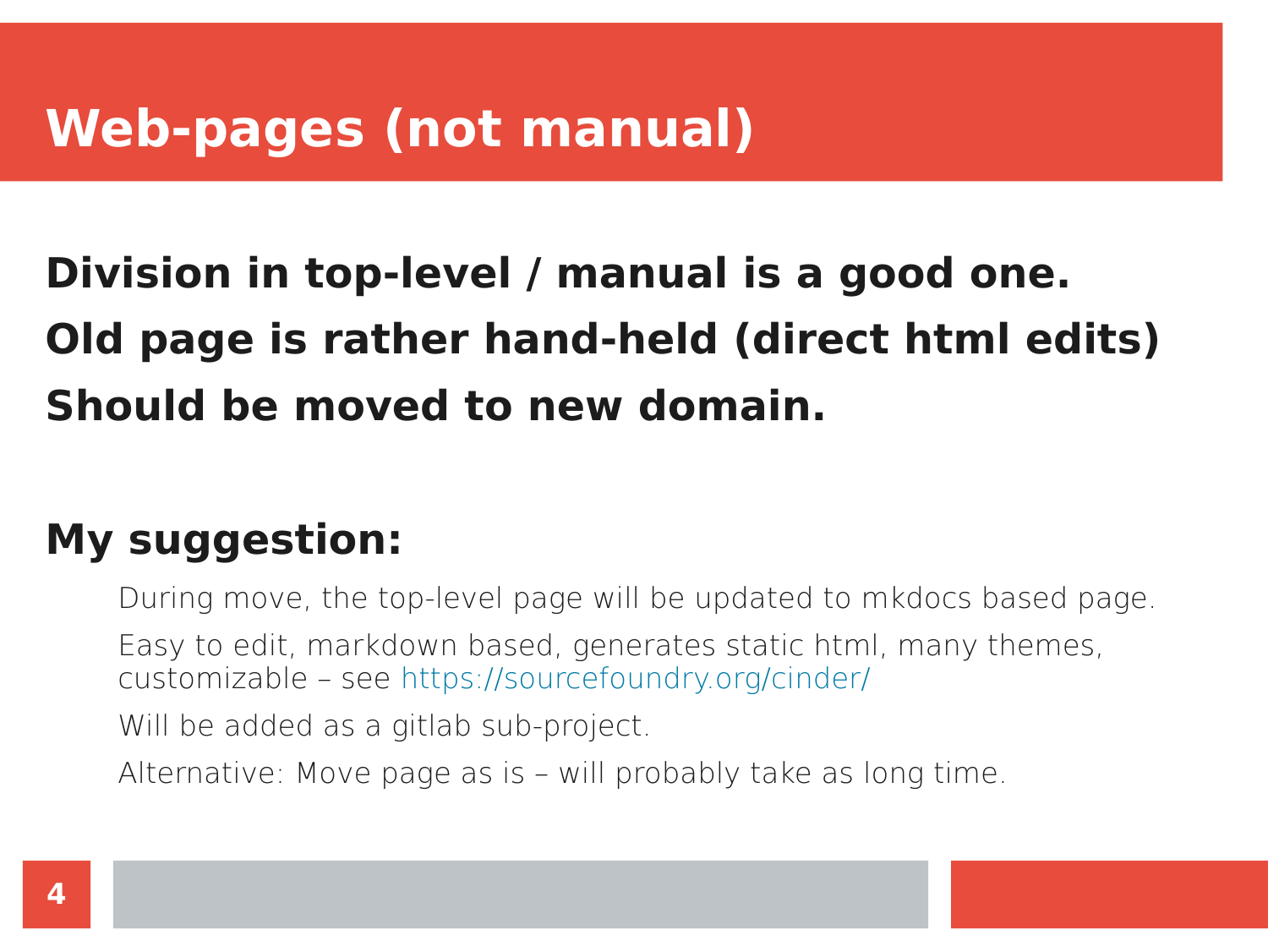# Web-pages (not manual)

**Division in top-level / manual is a good one.**

**Old page is rather hand-held (direct html edits)**

**Should be moved to new domain.**

## My suggestion:

- During move, the top-level page will be updated to mkdocs based page.
- Easy to edit, markdown based, generates static html, many themes, customizable – see https://sourcefoundry.org/cinder/
- Will be added as a gitlab sub-project.
- Alternative: Move page as is – will probably take as long time.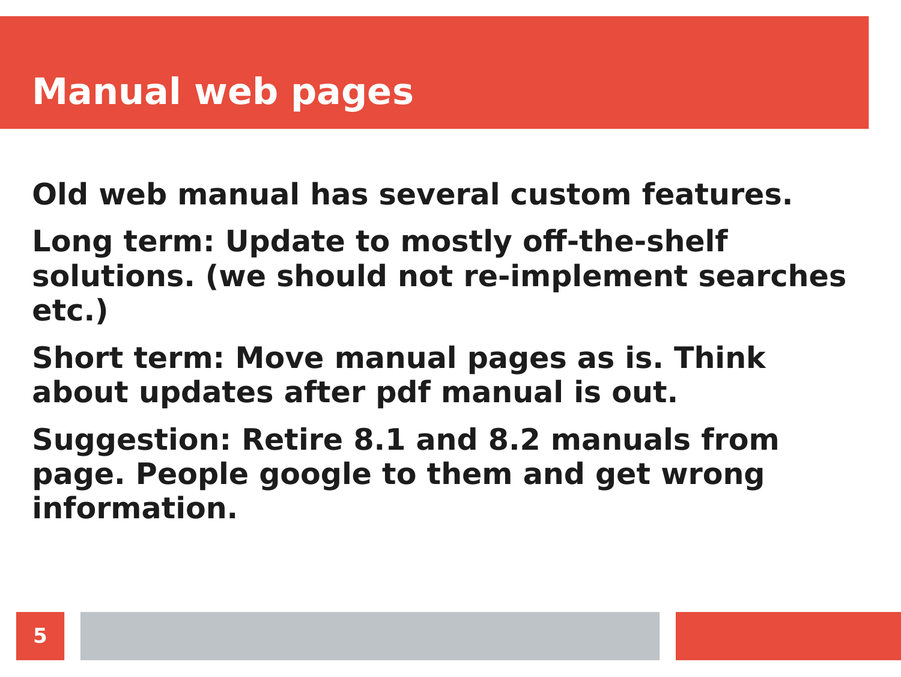# Manual web pages

**Old web manual has several custom features.**

**Long term: Update to mostly off-the-shelf solutions. (we should not re-implement searches etc.)**

**Short term: Move manual pages as is. Think about updates after pdf manual is out.**

**Suggestion: Retire 8.1 and 8.2 manuals from page. People google to them and get wrong information.**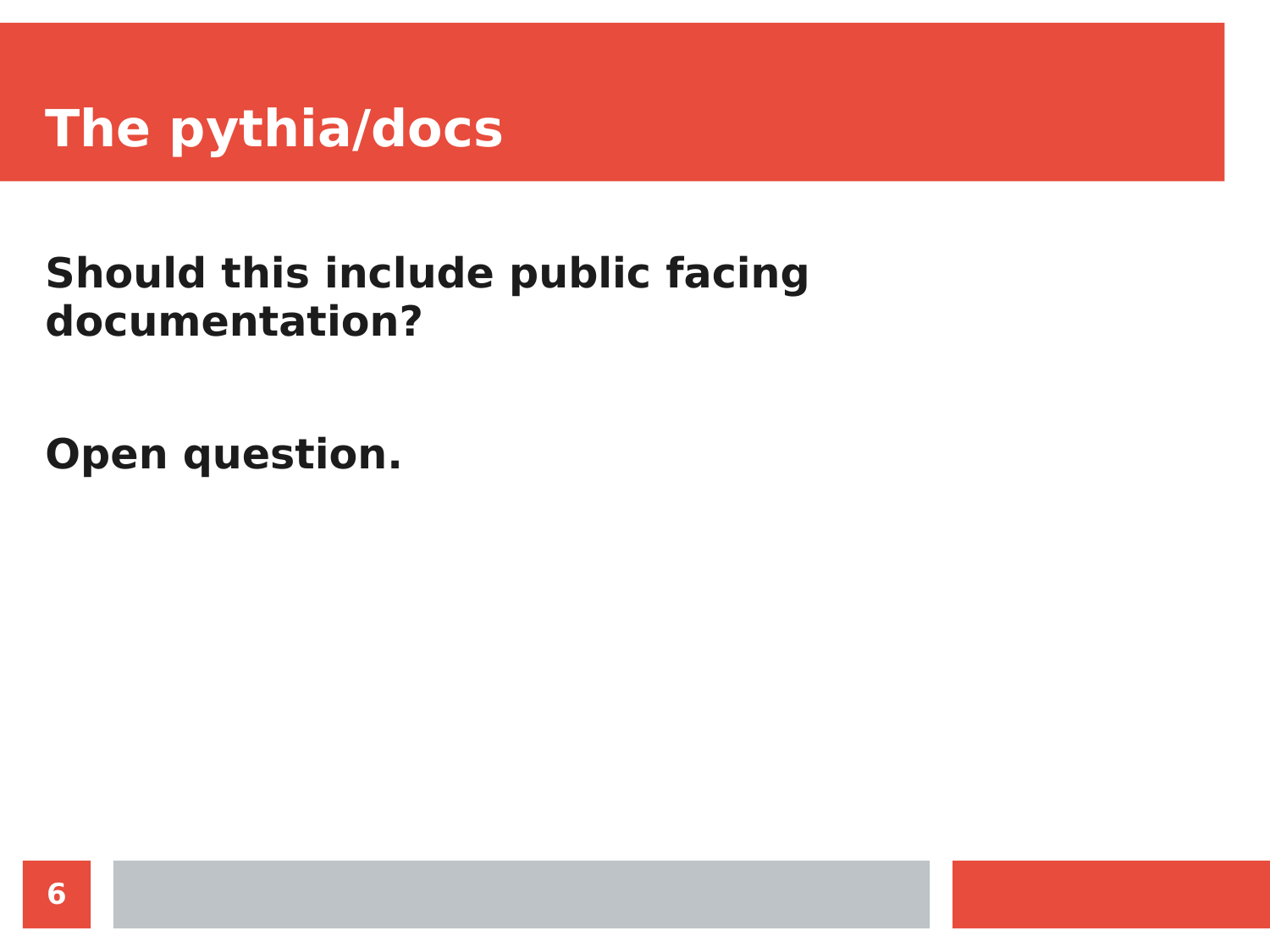# The pythia/docs

**Should this include public facing documentation?**

**Open question.**